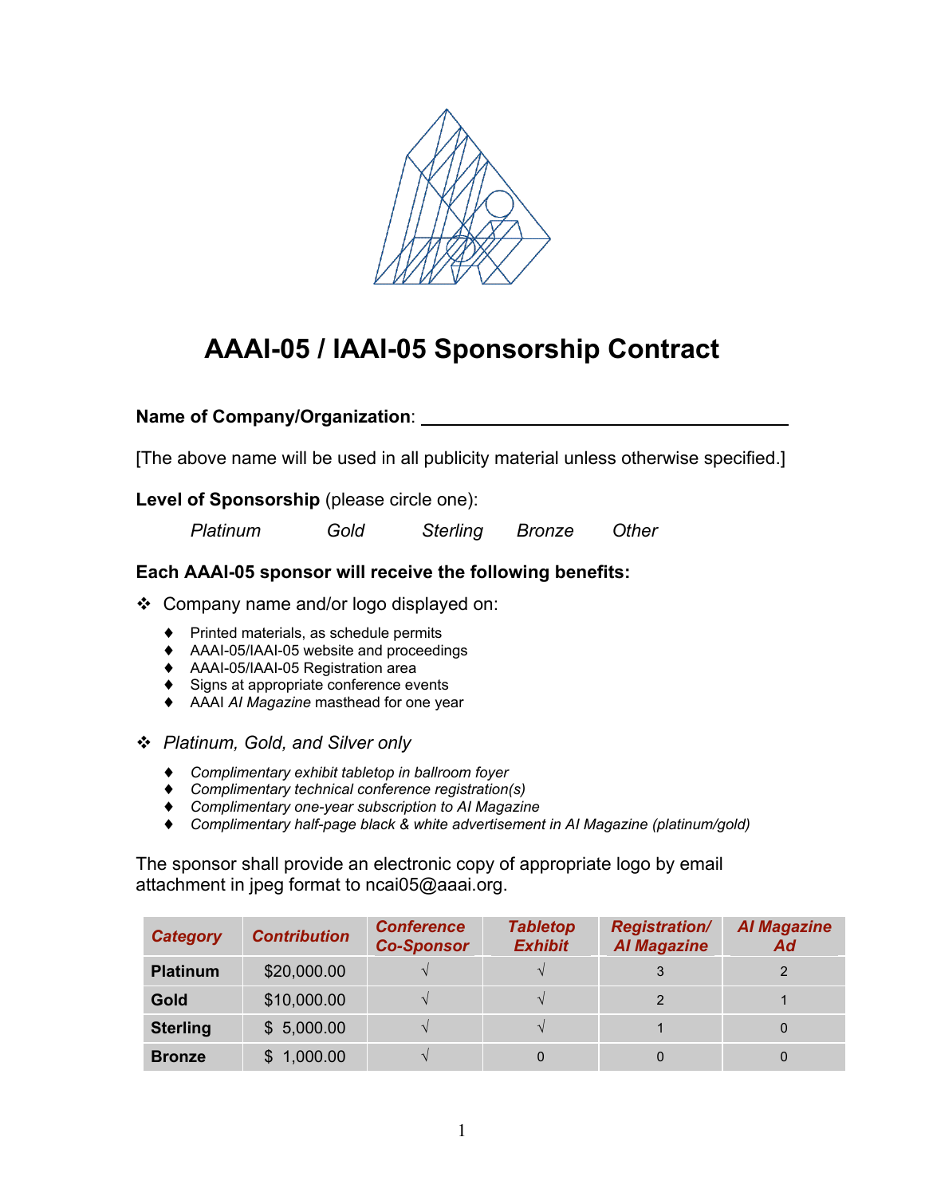# AAAI-05 / IAAI-05 Sponsorship Contract

**Name of Company/Organization**: ______________________________________

[The above name will be used in all publicity material unless otherwise specified.]

**Level of Sponsorship** (please circle one):

*Platinum* *Gold* *Sterling* *Bronze* *Other*

**Each AAAI-05 sponsor will receive the following benefits:**

- Company name and/or logo displayed on:
  - Printed materials, as schedule permits
  - AAAI-05/IAAI-05 website and proceedings
  - AAAI-05/IAAI-05 Registration area
  - Signs at appropriate conference events
  - AAAI *AI Magazine* masthead for one year

- *Platinum, Gold, and Silver only*
  - *Complimentary exhibit tabletop in ballroom foyer*
  - *Complimentary technical conference registration(s)*
  - *Complimentary one-year subscription to AI Magazine*
  - *Complimentary half-page black & white advertisement in AI Magazine (platinum/gold)*

The sponsor shall provide an electronic copy of appropriate logo by email attachment in jpeg format to ncai05@aaai.org.

| Category | Contribution | Conference Co-Sponsor | Tabletop Exhibit | Registration/ AI Magazine | AI Magazine Ad |
|---|---|---|---|---|---|
| **Platinum** | $20,000.00 | √ | √ | 3 | 2 |
| **Gold** | $10,000.00 | √ | √ | 2 | 1 |
| **Sterling** | $ 5,000.00 | √ | √ | 1 | 0 |
| **Bronze** | $ 1,000.00 | √ | 0 | 0 | 0 |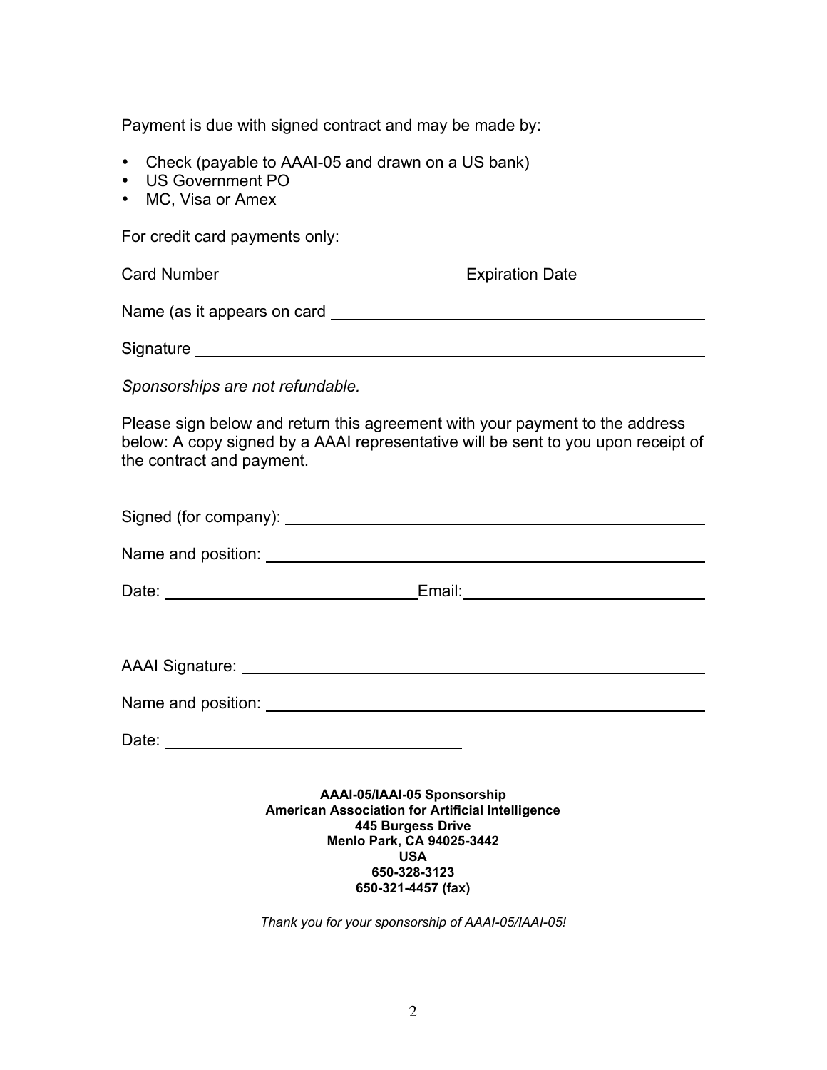Payment is due with signed contract and may be made by:

- Check (payable to AAAI-05 and drawn on a US bank)
- US Government PO
- MC, Visa or Amex

For credit card payments only:

Card Number ___________________________ Expiration Date ______________

Name (as it appears on card ____________________________________________

Signature ______________________________________________________

*Sponsorships are not refundable.*

Please sign below and return this agreement with your payment to the address below: A copy signed by a AAAI representative will be sent to you upon receipt of the contract and payment.

Signed (for company): ____________________________________________

Name and position: ______________________________________________

Date: _____________________________Email:___________________________

AAAI Signature: _________________________________________________

Name and position: ______________________________________________

Date: __________________________________

**AAAI-05/IAAI-05 Sponsorship**
**American Association for Artificial Intelligence**
**445 Burgess Drive**
**Menlo Park, CA 94025-3442**
**USA**
**650-328-3123**
**650-321-4457 (fax)**

*Thank you for your sponsorship of AAAI-05/IAAI-05!*